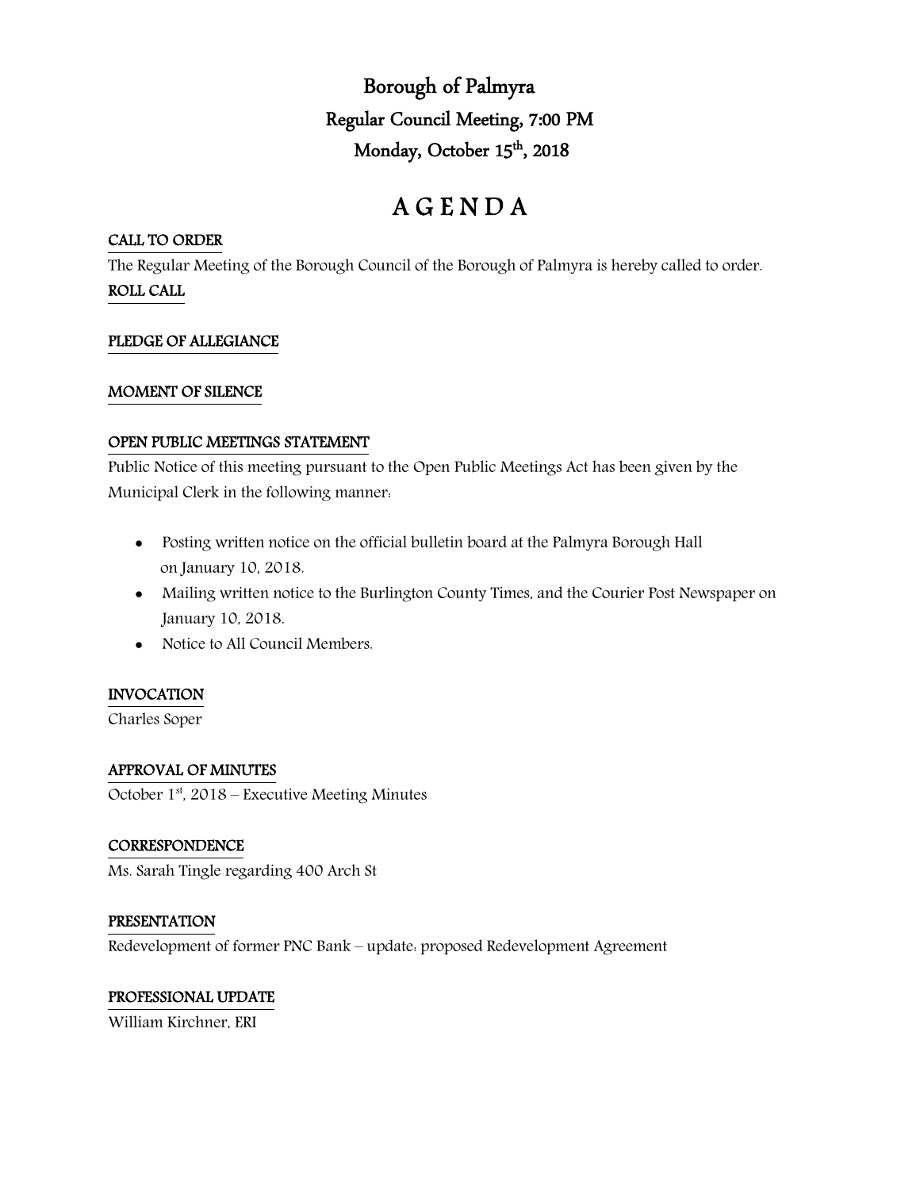# Borough of Palmyra

## Regular Council Meeting, 7:00 PM

## Monday, October 15th, 2018

# A G E N D A

**CALL TO ORDER**

The Regular Meeting of the Borough Council of the Borough of Palmyra is hereby called to order.

**ROLL CALL**

**PLEDGE OF ALLEGIANCE**

**MOMENT OF SILENCE**

**OPEN PUBLIC MEETINGS STATEMENT**

Public Notice of this meeting pursuant to the Open Public Meetings Act has been given by the Municipal Clerk in the following manner:

- Posting written notice on the official bulletin board at the Palmyra Borough Hall on January 10, 2018.
- Mailing written notice to the Burlington County Times, and the Courier Post Newspaper on January 10, 2018.
- Notice to All Council Members.

**INVOCATION**

Charles Soper

**APPROVAL OF MINUTES**

October 1st, 2018 – Executive Meeting Minutes

**CORRESPONDENCE**

Ms. Sarah Tingle regarding 400 Arch St

**PRESENTATION**

Redevelopment of former PNC Bank – update: proposed Redevelopment Agreement

**PROFESSIONAL UPDATE**

William Kirchner, ERI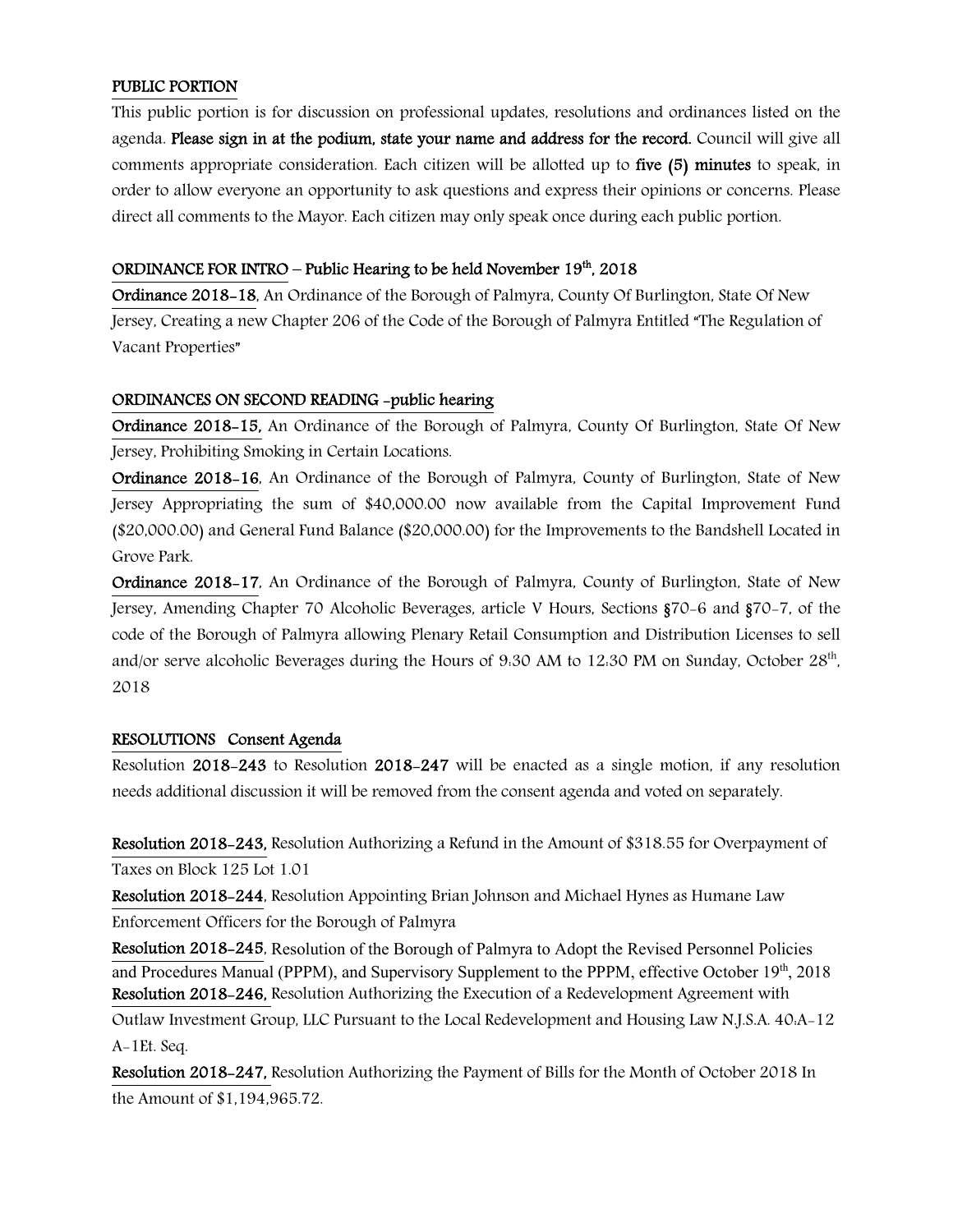## PUBLIC PORTION

This public portion is for discussion on professional updates, resolutions and ordinances listed on the agenda. **Please sign in at the podium, state your name and address for the record.** Council will give all comments appropriate consideration. Each citizen will be allotted up to **five (5) minutes** to speak, in order to allow everyone an opportunity to ask questions and express their opinions or concerns. Please direct all comments to the Mayor. Each citizen may only speak once during each public portion.

## ORDINANCE FOR INTRO – Public Hearing to be held November 19th, 2018

**Ordinance 2018-18**, An Ordinance of the Borough of Palmyra, County Of Burlington, State Of New Jersey, Creating a new Chapter 206 of the Code of the Borough of Palmyra Entitled "The Regulation of Vacant Properties"

## ORDINANCES ON SECOND READING -public hearing

**Ordinance 2018-15,** An Ordinance of the Borough of Palmyra, County Of Burlington, State Of New Jersey, Prohibiting Smoking in Certain Locations.

**Ordinance 2018-16**, An Ordinance of the Borough of Palmyra, County of Burlington, State of New Jersey Appropriating the sum of $40,000.00 now available from the Capital Improvement Fund ($20,000.00) and General Fund Balance ($20,000.00) for the Improvements to the Bandshell Located in Grove Park.

**Ordinance 2018-17**, An Ordinance of the Borough of Palmyra, County of Burlington, State of New Jersey, Amending Chapter 70 Alcoholic Beverages, article V Hours, Sections §70-6 and §70-7, of the code of the Borough of Palmyra allowing Plenary Retail Consumption and Distribution Licenses to sell and/or serve alcoholic Beverages during the Hours of 9:30 AM to 12:30 PM on Sunday, October 28th, 2018

## RESOLUTIONS Consent Agenda

Resolution **2018-243** to Resolution **2018-247** will be enacted as a single motion, if any resolution needs additional discussion it will be removed from the consent agenda and voted on separately.

**Resolution 2018-243,** Resolution Authorizing a Refund in the Amount of $318.55 for Overpayment of Taxes on Block 125 Lot 1.01

**Resolution 2018-244**, Resolution Appointing Brian Johnson and Michael Hynes as Humane Law Enforcement Officers for the Borough of Palmyra

**Resolution 2018-245**, Resolution of the Borough of Palmyra to Adopt the Revised Personnel Policies and Procedures Manual (PPPM), and Supervisory Supplement to the PPPM, effective October 19th, 2018

**Resolution 2018-246,** Resolution Authorizing the Execution of a Redevelopment Agreement with Outlaw Investment Group, LLC Pursuant to the Local Redevelopment and Housing Law N.J.S.A. 40:A-12 A-1Et. Seq.

**Resolution 2018-247,** Resolution Authorizing the Payment of Bills for the Month of October 2018 In the Amount of $1,194,965.72.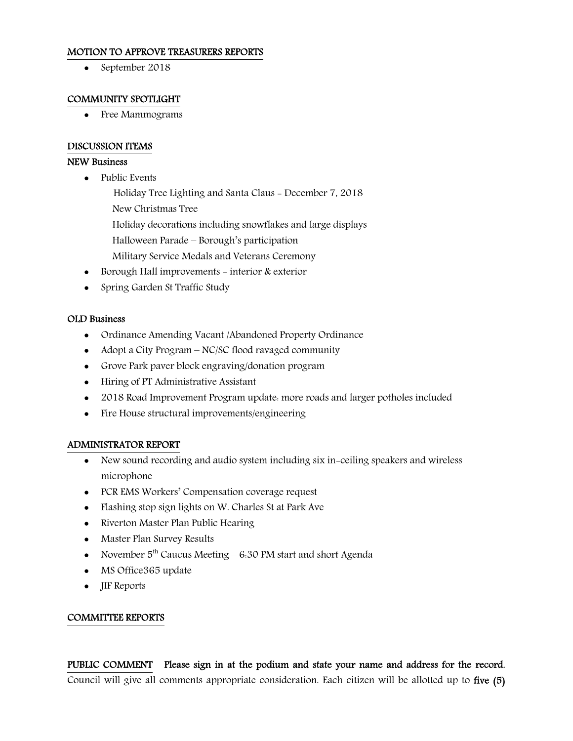## MOTION TO APPROVE TREASURERS REPORTS

- September 2018

## COMMUNITY SPOTLIGHT

- Free Mammograms

## DISCUSSION ITEMS

### NEW Business

- Public Events
  - Holiday Tree Lighting and Santa Claus - December 7, 2018
  - New Christmas Tree
  - Holiday decorations including snowflakes and large displays
  - Halloween Parade – Borough's participation
  - Military Service Medals and Veterans Ceremony
- Borough Hall improvements - interior & exterior
- Spring Garden St Traffic Study

### OLD Business

- Ordinance Amending Vacant /Abandoned Property Ordinance
- Adopt a City Program – NC/SC flood ravaged community
- Grove Park paver block engraving/donation program
- Hiring of PT Administrative Assistant
- 2018 Road Improvement Program update: more roads and larger potholes included
- Fire House structural improvements/engineering

## ADMINISTRATOR REPORT

- New sound recording and audio system including six in-ceiling speakers and wireless microphone
- PCR EMS Workers' Compensation coverage request
- Flashing stop sign lights on W. Charles St at Park Ave
- Riverton Master Plan Public Hearing
- Master Plan Survey Results
- November 5th Caucus Meeting – 6:30 PM start and short Agenda
- MS Office365 update
- JIF Reports

## COMMITTEE REPORTS

## PUBLIC COMMENT

**Please sign in at the podium and state your name and address for the record.** Council will give all comments appropriate consideration. Each citizen will be allotted up to **five (5)**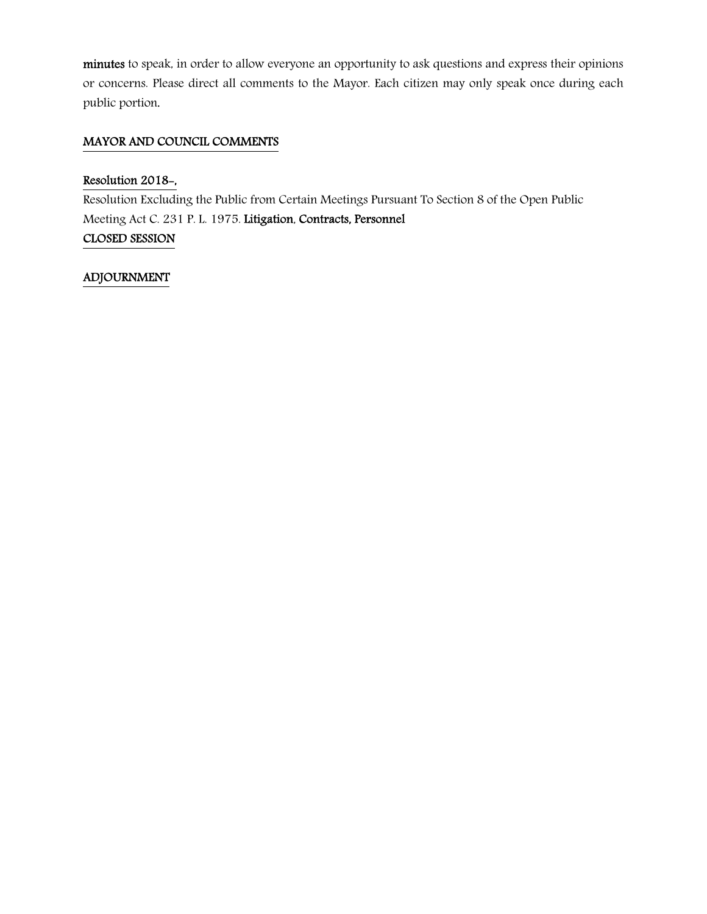**minutes** to speak, in order to allow everyone an opportunity to ask questions and express their opinions or concerns. Please direct all comments to the Mayor. Each citizen may only speak once during each public portion.

## MAYOR AND COUNCIL COMMENTS

## Resolution 2018-,

Resolution Excluding the Public from Certain Meetings Pursuant To Section 8 of the Open Public Meeting Act C. 231 P. L. 1975. **Litigation, Contracts, Personnel**

## CLOSED SESSION

## ADJOURNMENT